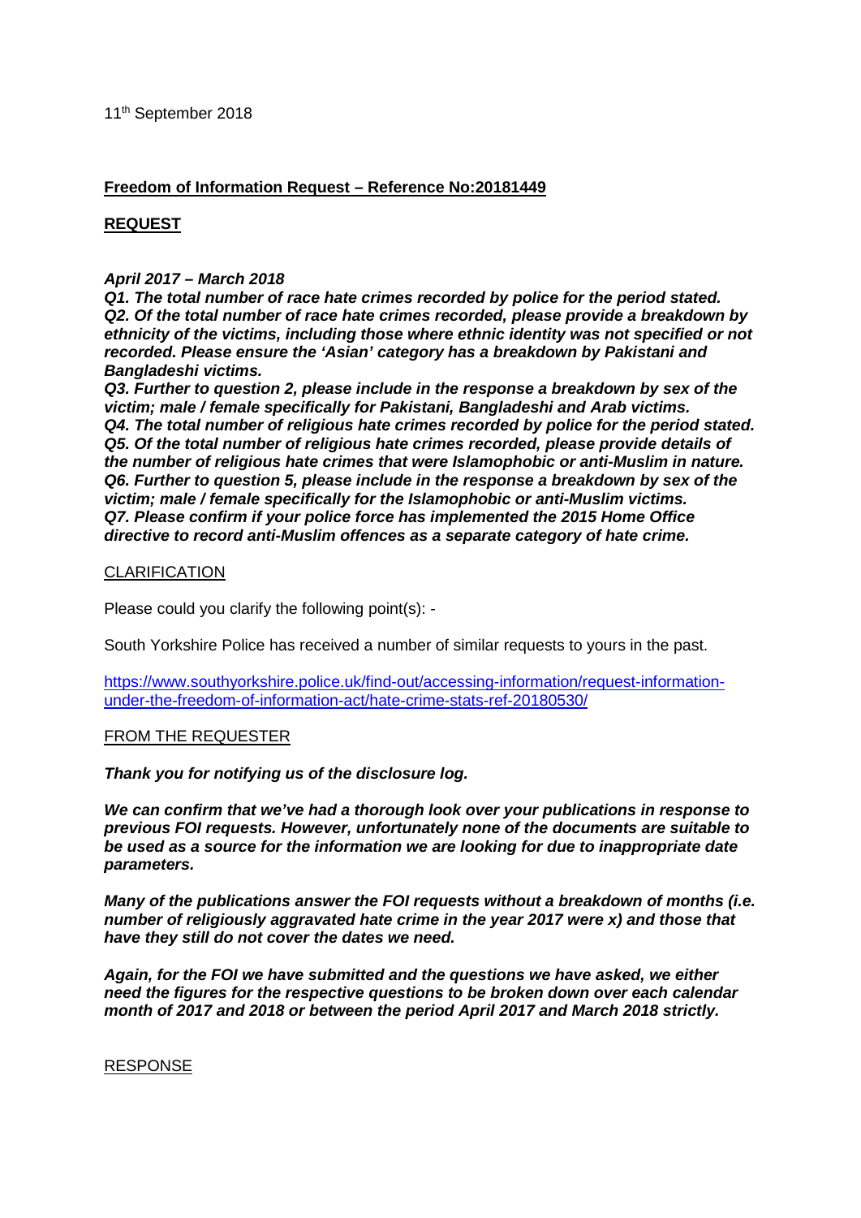11th September 2018

**Freedom of Information Request – Reference No:20181449**

**REQUEST**

***April 2017 – March 2018***
***Q1. The total number of race hate crimes recorded by police for the period stated.***
***Q2. Of the total number of race hate crimes recorded, please provide a breakdown by ethnicity of the victims, including those where ethnic identity was not specified or not recorded. Please ensure the 'Asian' category has a breakdown by Pakistani and Bangladeshi victims.***
***Q3. Further to question 2, please include in the response a breakdown by sex of the victim; male / female specifically for Pakistani, Bangladeshi and Arab victims.***
***Q4. The total number of religious hate crimes recorded by police for the period stated.***
***Q5. Of the total number of religious hate crimes recorded, please provide details of the number of religious hate crimes that were Islamophobic or anti-Muslim in nature.***
***Q6. Further to question 5, please include in the response a breakdown by sex of the victim; male / female specifically for the Islamophobic or anti-Muslim victims.***
***Q7. Please confirm if your police force has implemented the 2015 Home Office directive to record anti-Muslim offences as a separate category of hate crime.***

CLARIFICATION

Please could you clarify the following point(s): -

South Yorkshire Police has received a number of similar requests to yours in the past.

https://www.southyorkshire.police.uk/find-out/accessing-information/request-information-under-the-freedom-of-information-act/hate-crime-stats-ref-20180530/

FROM THE REQUESTER

***Thank you for notifying us of the disclosure log.***

***We can confirm that we've had a thorough look over your publications in response to previous FOI requests. However, unfortunately none of the documents are suitable to be used as a source for the information we are looking for due to inappropriate date parameters.***

***Many of the publications answer the FOI requests without a breakdown of months (i.e. number of religiously aggravated hate crime in the year 2017 were x) and those that have they still do not cover the dates we need.***

***Again, for the FOI we have submitted and the questions we have asked, we either need the figures for the respective questions to be broken down over each calendar month of 2017 and 2018 or between the period April 2017 and March 2018 strictly.***

RESPONSE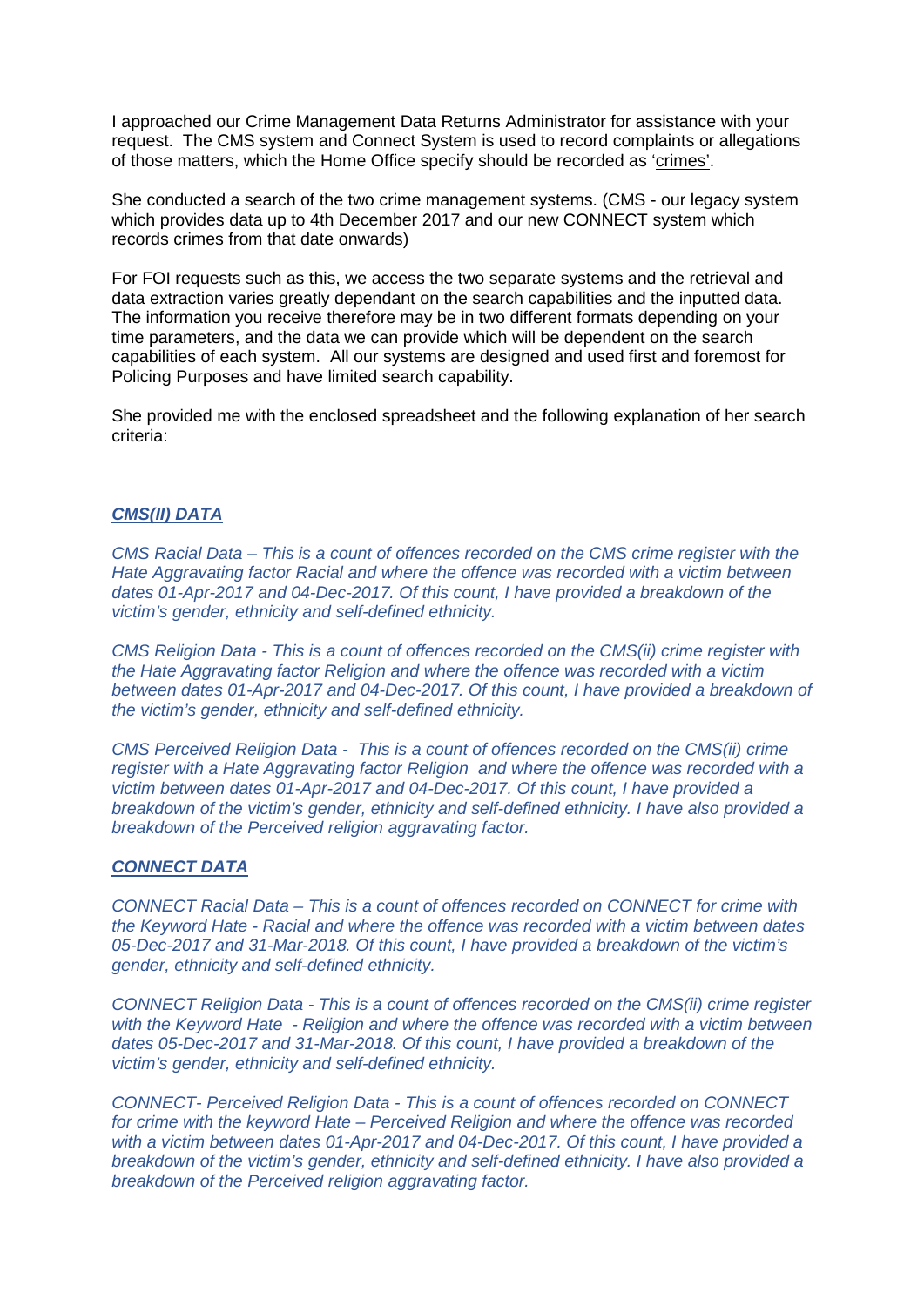I approached our Crime Management Data Returns Administrator for assistance with your request. The CMS system and Connect System is used to record complaints or allegations of those matters, which the Home Office specify should be recorded as 'crimes'.

She conducted a search of the two crime management systems. (CMS - our legacy system which provides data up to 4th December 2017 and our new CONNECT system which records crimes from that date onwards)

For FOI requests such as this, we access the two separate systems and the retrieval and data extraction varies greatly dependant on the search capabilities and the inputted data. The information you receive therefore may be in two different formats depending on your time parameters, and the data we can provide which will be dependent on the search capabilities of each system. All our systems are designed and used first and foremost for Policing Purposes and have limited search capability.

She provided me with the enclosed spreadsheet and the following explanation of her search criteria:

***CMS(II) DATA***

*CMS Racial Data – This is a count of offences recorded on the CMS crime register with the Hate Aggravating factor Racial and where the offence was recorded with a victim between dates 01-Apr-2017 and 04-Dec-2017. Of this count, I have provided a breakdown of the victim's gender, ethnicity and self-defined ethnicity.*

*CMS Religion Data - This is a count of offences recorded on the CMS(ii) crime register with the Hate Aggravating factor Religion and where the offence was recorded with a victim between dates 01-Apr-2017 and 04-Dec-2017. Of this count, I have provided a breakdown of the victim's gender, ethnicity and self-defined ethnicity.*

*CMS Perceived Religion Data - This is a count of offences recorded on the CMS(ii) crime register with a Hate Aggravating factor Religion and where the offence was recorded with a victim between dates 01-Apr-2017 and 04-Dec-2017. Of this count, I have provided a breakdown of the victim's gender, ethnicity and self-defined ethnicity. I have also provided a breakdown of the Perceived religion aggravating factor.*

***CONNECT DATA***

*CONNECT Racial Data – This is a count of offences recorded on CONNECT for crime with the Keyword Hate - Racial and where the offence was recorded with a victim between dates 05-Dec-2017 and 31-Mar-2018. Of this count, I have provided a breakdown of the victim's gender, ethnicity and self-defined ethnicity.*

*CONNECT Religion Data - This is a count of offences recorded on the CMS(ii) crime register with the Keyword Hate - Religion and where the offence was recorded with a victim between dates 05-Dec-2017 and 31-Mar-2018. Of this count, I have provided a breakdown of the victim's gender, ethnicity and self-defined ethnicity.*

*CONNECT- Perceived Religion Data - This is a count of offences recorded on CONNECT for crime with the keyword Hate – Perceived Religion and where the offence was recorded with a victim between dates 01-Apr-2017 and 04-Dec-2017. Of this count, I have provided a breakdown of the victim's gender, ethnicity and self-defined ethnicity. I have also provided a breakdown of the Perceived religion aggravating factor.*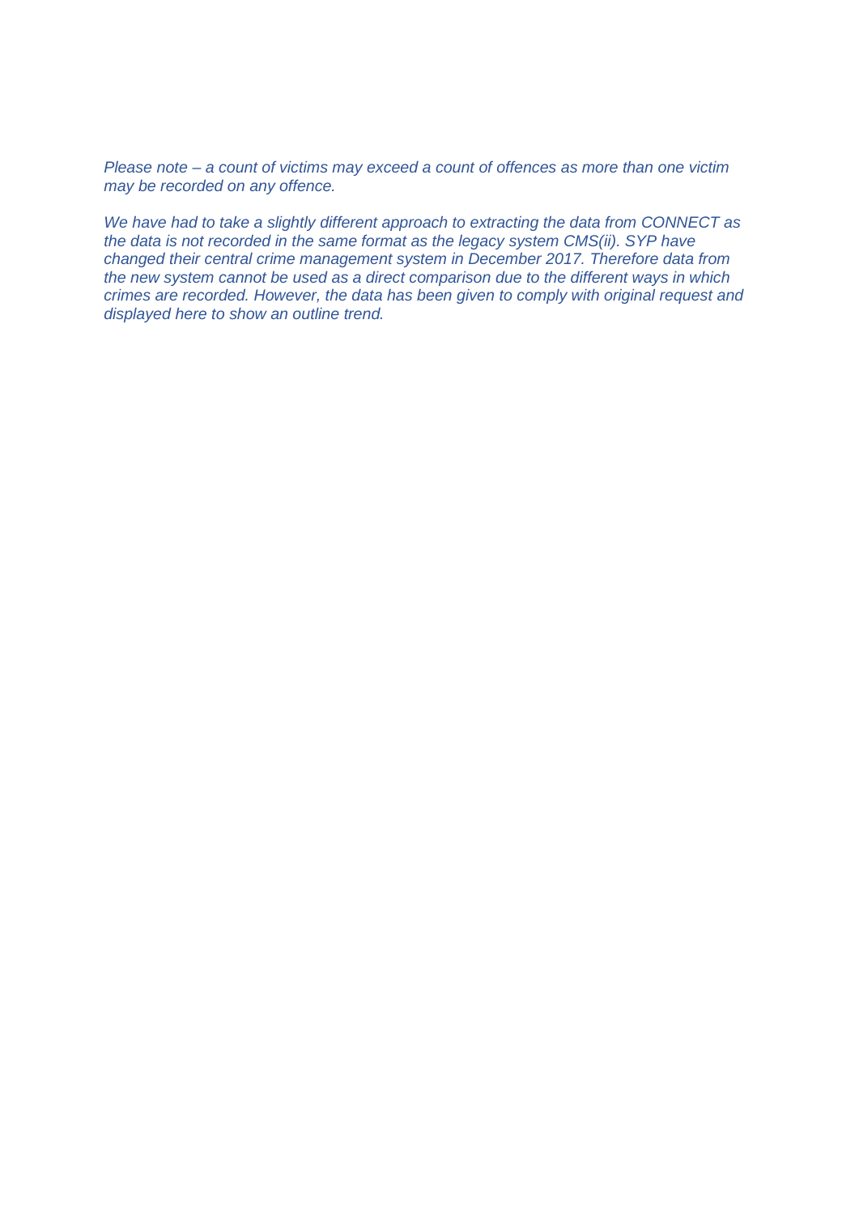*Please note – a count of victims may exceed a count of offences as more than one victim may be recorded on any offence.*

*We have had to take a slightly different approach to extracting the data from CONNECT as the data is not recorded in the same format as the legacy system CMS(ii). SYP have changed their central crime management system in December 2017. Therefore data from the new system cannot be used as a direct comparison due to the different ways in which crimes are recorded. However, the data has been given to comply with original request and displayed here to show an outline trend.*